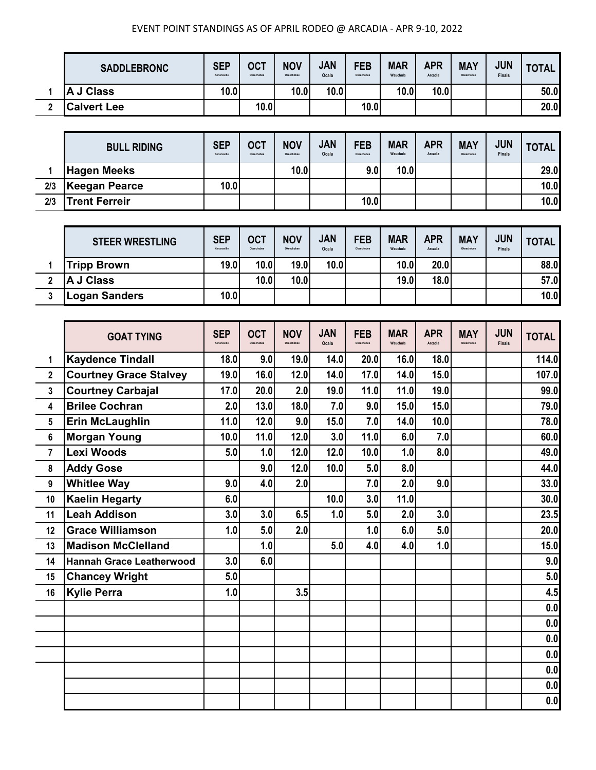EVENT POINT STANDINGS AS OF APRIL RODEO @ ARCADIA - APR 9-10, 2022

| | SADDLEBRONC | SEP Kenansville | OCT Okeechobee | NOV Okeechobee | JAN Ocala | FEB Okeechobee | MAR Wauchula | APR Arcadia | MAY Okeechobee | JUN Finals | TOTAL |
|---|---|---|---|---|---|---|---|---|---|---|---|
| 1 | A J Class | 10.0 | | 10.0 | 10.0 | | 10.0 | 10.0 | | | 50.0 |
| 2 | Calvert Lee | | 10.0 | | | 10.0 | | | | | 20.0 |

| | BULL RIDING | SEP Kenansville | OCT Okeechobee | NOV Okeechobee | JAN Ocala | FEB Okeechobee | MAR Wauchula | APR Arcadia | MAY Okeechobee | JUN Finals | TOTAL |
|---|---|---|---|---|---|---|---|---|---|---|---|
| 1 | Hagen Meeks | | | 10.0 | | 9.0 | 10.0 | | | | 29.0 |
| 2/3 | Keegan Pearce | 10.0 | | | | | | | | | 10.0 |
| 2/3 | Trent Ferreir | | | | | 10.0 | | | | | 10.0 |

| | STEER WRESTLING | SEP Kenansville | OCT Okeechobee | NOV Okeechobee | JAN Ocala | FEB Okeechobee | MAR Wauchula | APR Arcadia | MAY Okeechobee | JUN Finals | TOTAL |
|---|---|---|---|---|---|---|---|---|---|---|---|
| 1 | Tripp Brown | 19.0 | 10.0 | 19.0 | 10.0 | | 10.0 | 20.0 | | | 88.0 |
| 2 | A J Class | | 10.0 | 10.0 | | | 19.0 | 18.0 | | | 57.0 |
| 3 | Logan Sanders | 10.0 | | | | | | | | | 10.0 |

| | GOAT TYING | SEP Kenansville | OCT Okeechobee | NOV Okeechobee | JAN Ocala | FEB Okeechobee | MAR Wauchula | APR Arcadia | MAY Okeechobee | JUN Finals | TOTAL |
|---|---|---|---|---|---|---|---|---|---|---|---|
| 1 | Kaydence Tindall | 18.0 | 9.0 | 19.0 | 14.0 | 20.0 | 16.0 | 18.0 | | | 114.0 |
| 2 | Courtney Grace Stalvey | 19.0 | 16.0 | 12.0 | 14.0 | 17.0 | 14.0 | 15.0 | | | 107.0 |
| 3 | Courtney Carbajal | 17.0 | 20.0 | 2.0 | 19.0 | 11.0 | 11.0 | 19.0 | | | 99.0 |
| 4 | Brilee Cochran | 2.0 | 13.0 | 18.0 | 7.0 | 9.0 | 15.0 | 15.0 | | | 79.0 |
| 5 | Erin McLaughlin | 11.0 | 12.0 | 9.0 | 15.0 | 7.0 | 14.0 | 10.0 | | | 78.0 |
| 6 | Morgan Young | 10.0 | 11.0 | 12.0 | 3.0 | 11.0 | 6.0 | 7.0 | | | 60.0 |
| 7 | Lexi Woods | 5.0 | 1.0 | 12.0 | 12.0 | 10.0 | 1.0 | 8.0 | | | 49.0 |
| 8 | Addy Gose | | 9.0 | 12.0 | 10.0 | 5.0 | 8.0 | | | | 44.0 |
| 9 | Whitlee Way | 9.0 | 4.0 | 2.0 | | 7.0 | 2.0 | 9.0 | | | 33.0 |
| 10 | Kaelin Hegarty | 6.0 | | | 10.0 | 3.0 | 11.0 | | | | 30.0 |
| 11 | Leah Addison | 3.0 | 3.0 | 6.5 | 1.0 | 5.0 | 2.0 | 3.0 | | | 23.5 |
| 12 | Grace Williamson | 1.0 | 5.0 | 2.0 | | 1.0 | 6.0 | 5.0 | | | 20.0 |
| 13 | Madison McClelland | | 1.0 | | 5.0 | 4.0 | 4.0 | 1.0 | | | 15.0 |
| 14 | Hannah Grace Leatherwood | 3.0 | 6.0 | | | | | | | | 9.0 |
| 15 | Chancey Wright | 5.0 | | | | | | | | | 5.0 |
| 16 | Kylie Perra | 1.0 | | 3.5 | | | | | | | 4.5 |
| | | | | | | | | | | | 0.0 |
| | | | | | | | | | | | 0.0 |
| | | | | | | | | | | | 0.0 |
| | | | | | | | | | | | 0.0 |
| | | | | | | | | | | | 0.0 |
| | | | | | | | | | | | 0.0 |
| | | | | | | | | | | | 0.0 |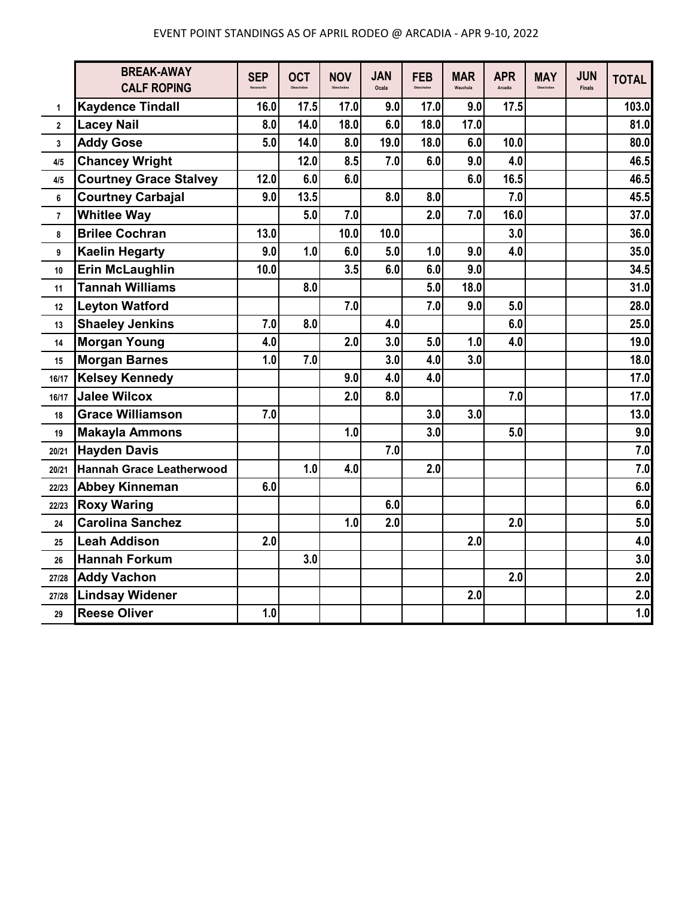EVENT POINT STANDINGS AS OF APRIL RODEO @ ARCADIA - APR 9-10, 2022

| | BREAK-AWAY CALF ROPING | SEP Kenansville | OCT Okeechobee | NOV Okeechobee | JAN Ocala | FEB Okeechobee | MAR Wauchula | APR Arcadia | MAY Okeechobee | JUN Finals | TOTAL |
|---|---|---|---|---|---|---|---|---|---|---|---|
| 1 | Kaydence Tindall | 16.0 | 17.5 | 17.0 | 9.0 | 17.0 | 9.0 | 17.5 | | | 103.0 |
| 2 | Lacey Nail | 8.0 | 14.0 | 18.0 | 6.0 | 18.0 | 17.0 | | | | 81.0 |
| 3 | Addy Gose | 5.0 | 14.0 | 8.0 | 19.0 | 18.0 | 6.0 | 10.0 | | | 80.0 |
| 4/5 | Chancey Wright | | 12.0 | 8.5 | 7.0 | 6.0 | 9.0 | 4.0 | | | 46.5 |
| 4/5 | Courtney Grace Stalvey | 12.0 | 6.0 | 6.0 | | | 6.0 | 16.5 | | | 46.5 |
| 6 | Courtney Carbajal | 9.0 | 13.5 | | 8.0 | 8.0 | | 7.0 | | | 45.5 |
| 7 | Whitlee Way | | 5.0 | 7.0 | | 2.0 | 7.0 | 16.0 | | | 37.0 |
| 8 | Brilee Cochran | 13.0 | | 10.0 | 10.0 | | | 3.0 | | | 36.0 |
| 9 | Kaelin Hegarty | 9.0 | 1.0 | 6.0 | 5.0 | 1.0 | 9.0 | 4.0 | | | 35.0 |
| 10 | Erin McLaughlin | 10.0 | | 3.5 | 6.0 | 6.0 | 9.0 | | | | 34.5 |
| 11 | Tannah Williams | | 8.0 | | | 5.0 | 18.0 | | | | 31.0 |
| 12 | Leyton Watford | | | 7.0 | | 7.0 | 9.0 | 5.0 | | | 28.0 |
| 13 | Shaeley Jenkins | 7.0 | 8.0 | | 4.0 | | | 6.0 | | | 25.0 |
| 14 | Morgan Young | 4.0 | | 2.0 | 3.0 | 5.0 | 1.0 | 4.0 | | | 19.0 |
| 15 | Morgan Barnes | 1.0 | 7.0 | | 3.0 | 4.0 | 3.0 | | | | 18.0 |
| 16/17 | Kelsey Kennedy | | | 9.0 | 4.0 | 4.0 | | | | | 17.0 |
| 16/17 | Jalee Wilcox | | | 2.0 | 8.0 | | | 7.0 | | | 17.0 |
| 18 | Grace Williamson | 7.0 | | | | 3.0 | 3.0 | | | | 13.0 |
| 19 | Makayla Ammons | | | 1.0 | | 3.0 | | 5.0 | | | 9.0 |
| 20/21 | Hayden Davis | | | | 7.0 | | | | | | 7.0 |
| 20/21 | Hannah Grace Leatherwood | | 1.0 | 4.0 | | 2.0 | | | | | 7.0 |
| 22/23 | Abbey Kinneman | 6.0 | | | | | | | | | 6.0 |
| 22/23 | Roxy Waring | | | | 6.0 | | | | | | 6.0 |
| 24 | Carolina Sanchez | | | 1.0 | 2.0 | | | 2.0 | | | 5.0 |
| 25 | Leah Addison | 2.0 | | | | | 2.0 | | | | 4.0 |
| 26 | Hannah Forkum | | 3.0 | | | | | | | | 3.0 |
| 27/28 | Addy Vachon | | | | | | | 2.0 | | | 2.0 |
| 27/28 | Lindsay Widener | | | | | | 2.0 | | | | 2.0 |
| 29 | Reese Oliver | 1.0 | | | | | | | | | 1.0 |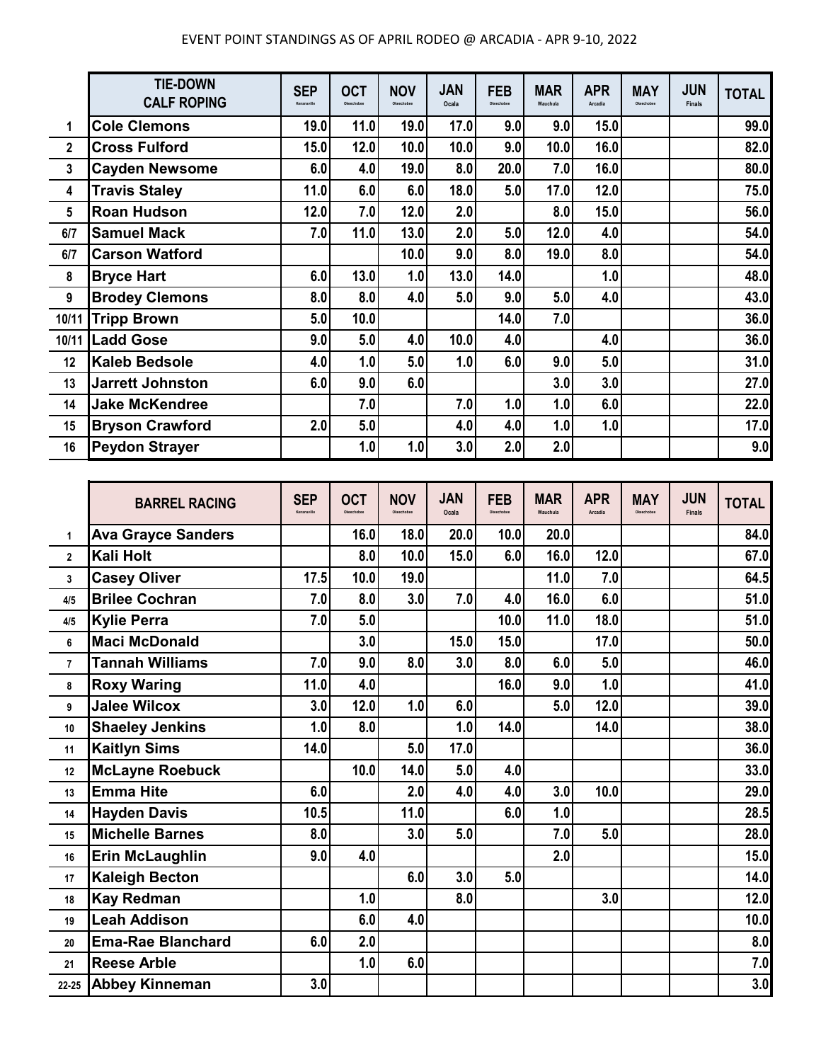EVENT POINT STANDINGS AS OF APRIL RODEO @ ARCADIA - APR 9-10, 2022

| | TIE-DOWN CALF ROPING | SEP Kenansville | OCT Okeechobee | NOV Okeechobee | JAN Ocala | FEB Okeechobee | MAR Wauchula | APR Arcadia | MAY Okeechobee | JUN Finals | TOTAL |
|---|---|---|---|---|---|---|---|---|---|---|---|
| 1 | Cole Clemons | 19.0 | 11.0 | 19.0 | 17.0 | 9.0 | 9.0 | 15.0 | | | 99.0 |
| 2 | Cross Fulford | 15.0 | 12.0 | 10.0 | 10.0 | 9.0 | 10.0 | 16.0 | | | 82.0 |
| 3 | Cayden Newsome | 6.0 | 4.0 | 19.0 | 8.0 | 20.0 | 7.0 | 16.0 | | | 80.0 |
| 4 | Travis Staley | 11.0 | 6.0 | 6.0 | 18.0 | 5.0 | 17.0 | 12.0 | | | 75.0 |
| 5 | Roan Hudson | 12.0 | 7.0 | 12.0 | 2.0 | | 8.0 | 15.0 | | | 56.0 |
| 6/7 | Samuel Mack | 7.0 | 11.0 | 13.0 | 2.0 | 5.0 | 12.0 | 4.0 | | | 54.0 |
| 6/7 | Carson Watford | | | 10.0 | 9.0 | 8.0 | 19.0 | 8.0 | | | 54.0 |
| 8 | Bryce Hart | 6.0 | 13.0 | 1.0 | 13.0 | 14.0 | | 1.0 | | | 48.0 |
| 9 | Brodey Clemons | 8.0 | 8.0 | 4.0 | 5.0 | 9.0 | 5.0 | 4.0 | | | 43.0 |
| 10/11 | Tripp Brown | 5.0 | 10.0 | | | 14.0 | 7.0 | | | | 36.0 |
| 10/11 | Ladd Gose | 9.0 | 5.0 | 4.0 | 10.0 | 4.0 | | 4.0 | | | 36.0 |
| 12 | Kaleb Bedsole | 4.0 | 1.0 | 5.0 | 1.0 | 6.0 | 9.0 | 5.0 | | | 31.0 |
| 13 | Jarrett Johnston | 6.0 | 9.0 | 6.0 | | | 3.0 | 3.0 | | | 27.0 |
| 14 | Jake McKendree | | 7.0 | | 7.0 | 1.0 | 1.0 | 6.0 | | | 22.0 |
| 15 | Bryson Crawford | 2.0 | 5.0 | | 4.0 | 4.0 | 1.0 | 1.0 | | | 17.0 |
| 16 | Peydon Strayer | | 1.0 | 1.0 | 3.0 | 2.0 | 2.0 | | | | 9.0 |

| | BARREL RACING | SEP Kenansville | OCT Okeechobee | NOV Okeechobee | JAN Ocala | FEB Okeechobee | MAR Wauchula | APR Arcadia | MAY Okeechobee | JUN Finals | TOTAL |
|---|---|---|---|---|---|---|---|---|---|---|---|
| 1 | Ava Grayce Sanders | | 16.0 | 18.0 | 20.0 | 10.0 | 20.0 | | | | 84.0 |
| 2 | Kali Holt | | 8.0 | 10.0 | 15.0 | 6.0 | 16.0 | 12.0 | | | 67.0 |
| 3 | Casey Oliver | 17.5 | 10.0 | 19.0 | | | 11.0 | 7.0 | | | 64.5 |
| 4/5 | Brilee Cochran | 7.0 | 8.0 | 3.0 | 7.0 | 4.0 | 16.0 | 6.0 | | | 51.0 |
| 4/5 | Kylie Perra | 7.0 | 5.0 | | | 10.0 | 11.0 | 18.0 | | | 51.0 |
| 6 | Maci McDonald | | 3.0 | | 15.0 | 15.0 | | 17.0 | | | 50.0 |
| 7 | Tannah Williams | 7.0 | 9.0 | 8.0 | 3.0 | 8.0 | 6.0 | 5.0 | | | 46.0 |
| 8 | Roxy Waring | 11.0 | 4.0 | | | 16.0 | 9.0 | 1.0 | | | 41.0 |
| 9 | Jalee Wilcox | 3.0 | 12.0 | 1.0 | 6.0 | | 5.0 | 12.0 | | | 39.0 |
| 10 | Shaeley Jenkins | 1.0 | 8.0 | | 1.0 | 14.0 | | 14.0 | | | 38.0 |
| 11 | Kaitlyn Sims | 14.0 | | 5.0 | 17.0 | | | | | | 36.0 |
| 12 | McLayne Roebuck | | 10.0 | 14.0 | 5.0 | 4.0 | | | | | 33.0 |
| 13 | Emma Hite | 6.0 | | 2.0 | 4.0 | 4.0 | 3.0 | 10.0 | | | 29.0 |
| 14 | Hayden Davis | 10.5 | | 11.0 | | 6.0 | 1.0 | | | | 28.5 |
| 15 | Michelle Barnes | 8.0 | | 3.0 | 5.0 | | 7.0 | 5.0 | | | 28.0 |
| 16 | Erin McLaughlin | 9.0 | 4.0 | | | | 2.0 | | | | 15.0 |
| 17 | Kaleigh Becton | | | 6.0 | 3.0 | 5.0 | | | | | 14.0 |
| 18 | Kay Redman | | 1.0 | | 8.0 | | | 3.0 | | | 12.0 |
| 19 | Leah Addison | | 6.0 | 4.0 | | | | | | | 10.0 |
| 20 | Ema-Rae Blanchard | 6.0 | 2.0 | | | | | | | | 8.0 |
| 21 | Reese Arble | | 1.0 | 6.0 | | | | | | | 7.0 |
| 22-25 | Abbey Kinneman | 3.0 | | | | | | | | | 3.0 |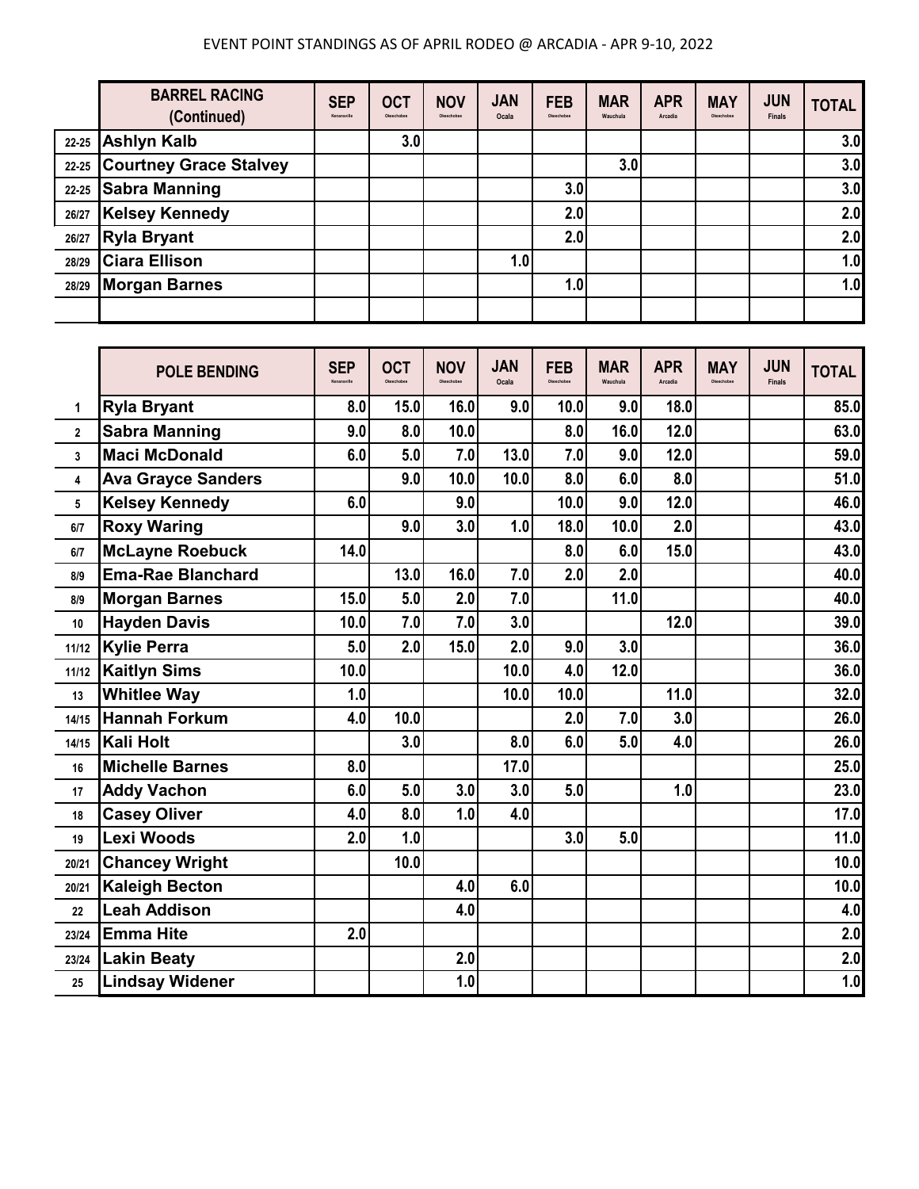# EVENT POINT STANDINGS AS OF APRIL RODEO @ ARCADIA - APR 9-10, 2022

| | BARREL RACING (Continued) | SEP Kenansville | OCT Okeechobee | NOV Okeechobee | JAN Ocala | FEB Okeechobee | MAR Wauchula | APR Arcadia | MAY Okeechobee | JUN Finals | TOTAL |
|---|---|---|---|---|---|---|---|---|---|---|---|
| 22-25 | Ashlyn Kalb | | 3.0 | | | | | | | | 3.0 |
| 22-25 | Courtney Grace Stalvey | | | | | | 3.0 | | | | 3.0 |
| 22-25 | Sabra Manning | | | | | 3.0 | | | | | 3.0 |
| 26/27 | Kelsey Kennedy | | | | | 2.0 | | | | | 2.0 |
| 26/27 | Ryla Bryant | | | | | 2.0 | | | | | 2.0 |
| 28/29 | Ciara Ellison | | | | 1.0 | | | | | | 1.0 |
| 28/29 | Morgan Barnes | | | | | 1.0 | | | | | 1.0 |
| | | | | | | | | | | | |

| | POLE BENDING | SEP Kenansville | OCT Okeechobee | NOV Okeechobee | JAN Ocala | FEB Okeechobee | MAR Wauchula | APR Arcadia | MAY Okeechobee | JUN Finals | TOTAL |
|---|---|---|---|---|---|---|---|---|---|---|---|
| 1 | Ryla Bryant | 8.0 | 15.0 | 16.0 | 9.0 | 10.0 | 9.0 | 18.0 | | | 85.0 |
| 2 | Sabra Manning | 9.0 | 8.0 | 10.0 | | 8.0 | 16.0 | 12.0 | | | 63.0 |
| 3 | Maci McDonald | 6.0 | 5.0 | 7.0 | 13.0 | 7.0 | 9.0 | 12.0 | | | 59.0 |
| 4 | Ava Grayce Sanders | | 9.0 | 10.0 | 10.0 | 8.0 | 6.0 | 8.0 | | | 51.0 |
| 5 | Kelsey Kennedy | 6.0 | | 9.0 | | 10.0 | 9.0 | 12.0 | | | 46.0 |
| 6/7 | Roxy Waring | | 9.0 | 3.0 | 1.0 | 18.0 | 10.0 | 2.0 | | | 43.0 |
| 6/7 | McLayne Roebuck | 14.0 | | | | 8.0 | 6.0 | 15.0 | | | 43.0 |
| 8/9 | Ema-Rae Blanchard | | 13.0 | 16.0 | 7.0 | 2.0 | 2.0 | | | | 40.0 |
| 8/9 | Morgan Barnes | 15.0 | 5.0 | 2.0 | 7.0 | | 11.0 | | | | 40.0 |
| 10 | Hayden Davis | 10.0 | 7.0 | 7.0 | 3.0 | | | 12.0 | | | 39.0 |
| 11/12 | Kylie Perra | 5.0 | 2.0 | 15.0 | 2.0 | 9.0 | 3.0 | | | | 36.0 |
| 11/12 | Kaitlyn Sims | 10.0 | | | 10.0 | 4.0 | 12.0 | | | | 36.0 |
| 13 | Whitlee Way | 1.0 | | | 10.0 | 10.0 | | 11.0 | | | 32.0 |
| 14/15 | Hannah Forkum | 4.0 | 10.0 | | | 2.0 | 7.0 | 3.0 | | | 26.0 |
| 14/15 | Kali Holt | | 3.0 | | 8.0 | 6.0 | 5.0 | 4.0 | | | 26.0 |
| 16 | Michelle Barnes | 8.0 | | | 17.0 | | | | | | 25.0 |
| 17 | Addy Vachon | 6.0 | 5.0 | 3.0 | 3.0 | 5.0 | | 1.0 | | | 23.0 |
| 18 | Casey Oliver | 4.0 | 8.0 | 1.0 | 4.0 | | | | | | 17.0 |
| 19 | Lexi Woods | 2.0 | 1.0 | | | 3.0 | 5.0 | | | | 11.0 |
| 20/21 | Chancey Wright | | 10.0 | | | | | | | | 10.0 |
| 20/21 | Kaleigh Becton | | | 4.0 | 6.0 | | | | | | 10.0 |
| 22 | Leah Addison | | | 4.0 | | | | | | | 4.0 |
| 23/24 | Emma Hite | 2.0 | | | | | | | | | 2.0 |
| 23/24 | Lakin Beaty | | | 2.0 | | | | | | | 2.0 |
| 25 | Lindsay Widener | | | 1.0 | | | | | | | 1.0 |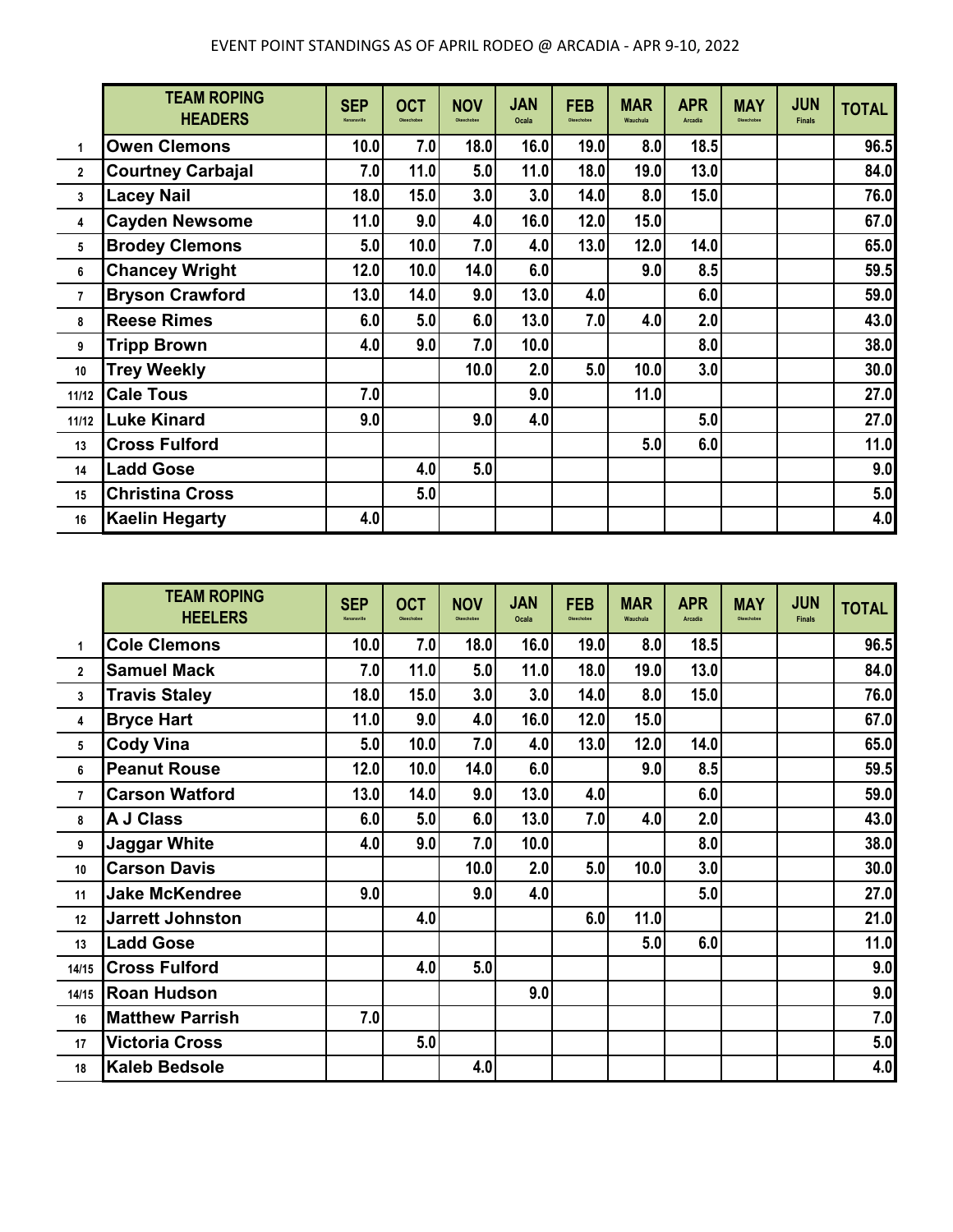EVENT POINT STANDINGS AS OF APRIL RODEO @ ARCADIA - APR 9-10, 2022

| | TEAM ROPING HEADERS | SEP Kenansville | OCT Okeechobee | NOV Okeechobee | JAN Ocala | FEB Okeechobee | MAR Wauchula | APR Arcadia | MAY Okeechobee | JUN Finals | TOTAL |
|---|---|---|---|---|---|---|---|---|---|---|---|
| 1 | Owen Clemons | 10.0 | 7.0 | 18.0 | 16.0 | 19.0 | 8.0 | 18.5 | | | 96.5 |
| 2 | Courtney Carbajal | 7.0 | 11.0 | 5.0 | 11.0 | 18.0 | 19.0 | 13.0 | | | 84.0 |
| 3 | Lacey Nail | 18.0 | 15.0 | 3.0 | 3.0 | 14.0 | 8.0 | 15.0 | | | 76.0 |
| 4 | Cayden Newsome | 11.0 | 9.0 | 4.0 | 16.0 | 12.0 | 15.0 | | | | 67.0 |
| 5 | Brodey Clemons | 5.0 | 10.0 | 7.0 | 4.0 | 13.0 | 12.0 | 14.0 | | | 65.0 |
| 6 | Chancey Wright | 12.0 | 10.0 | 14.0 | 6.0 | | 9.0 | 8.5 | | | 59.5 |
| 7 | Bryson Crawford | 13.0 | 14.0 | 9.0 | 13.0 | 4.0 | | 6.0 | | | 59.0 |
| 8 | Reese Rimes | 6.0 | 5.0 | 6.0 | 13.0 | 7.0 | 4.0 | 2.0 | | | 43.0 |
| 9 | Tripp Brown | 4.0 | 9.0 | 7.0 | 10.0 | | | 8.0 | | | 38.0 |
| 10 | Trey Weekly | | | 10.0 | 2.0 | 5.0 | 10.0 | 3.0 | | | 30.0 |
| 11/12 | Cale Tous | 7.0 | | | 9.0 | | 11.0 | | | | 27.0 |
| 11/12 | Luke Kinard | 9.0 | | 9.0 | 4.0 | | | 5.0 | | | 27.0 |
| 13 | Cross Fulford | | | | | | 5.0 | 6.0 | | | 11.0 |
| 14 | Ladd Gose | | 4.0 | 5.0 | | | | | | | 9.0 |
| 15 | Christina Cross | | 5.0 | | | | | | | | 5.0 |
| 16 | Kaelin Hegarty | 4.0 | | | | | | | | | 4.0 |

| | TEAM ROPING HEELERS | SEP Kenansville | OCT Okeechobee | NOV Okeechobee | JAN Ocala | FEB Okeechobee | MAR Wauchula | APR Arcadia | MAY Okeechobee | JUN Finals | TOTAL |
|---|---|---|---|---|---|---|---|---|---|---|---|
| 1 | Cole Clemons | 10.0 | 7.0 | 18.0 | 16.0 | 19.0 | 8.0 | 18.5 | | | 96.5 |
| 2 | Samuel Mack | 7.0 | 11.0 | 5.0 | 11.0 | 18.0 | 19.0 | 13.0 | | | 84.0 |
| 3 | Travis Staley | 18.0 | 15.0 | 3.0 | 3.0 | 14.0 | 8.0 | 15.0 | | | 76.0 |
| 4 | Bryce Hart | 11.0 | 9.0 | 4.0 | 16.0 | 12.0 | 15.0 | | | | 67.0 |
| 5 | Cody Vina | 5.0 | 10.0 | 7.0 | 4.0 | 13.0 | 12.0 | 14.0 | | | 65.0 |
| 6 | Peanut Rouse | 12.0 | 10.0 | 14.0 | 6.0 | | 9.0 | 8.5 | | | 59.5 |
| 7 | Carson Watford | 13.0 | 14.0 | 9.0 | 13.0 | 4.0 | | 6.0 | | | 59.0 |
| 8 | A J Class | 6.0 | 5.0 | 6.0 | 13.0 | 7.0 | 4.0 | 2.0 | | | 43.0 |
| 9 | Jaggar White | 4.0 | 9.0 | 7.0 | 10.0 | | | 8.0 | | | 38.0 |
| 10 | Carson Davis | | | 10.0 | 2.0 | 5.0 | 10.0 | 3.0 | | | 30.0 |
| 11 | Jake McKendree | 9.0 | | 9.0 | 4.0 | | | 5.0 | | | 27.0 |
| 12 | Jarrett Johnston | | 4.0 | | | 6.0 | 11.0 | | | | 21.0 |
| 13 | Ladd Gose | | | | | | 5.0 | 6.0 | | | 11.0 |
| 14/15 | Cross Fulford | | 4.0 | 5.0 | | | | | | | 9.0 |
| 14/15 | Roan Hudson | | | | 9.0 | | | | | | 9.0 |
| 16 | Matthew Parrish | 7.0 | | | | | | | | | 7.0 |
| 17 | Victoria Cross | | 5.0 | | | | | | | | 5.0 |
| 18 | Kaleb Bedsole | | | 4.0 | | | | | | | 4.0 |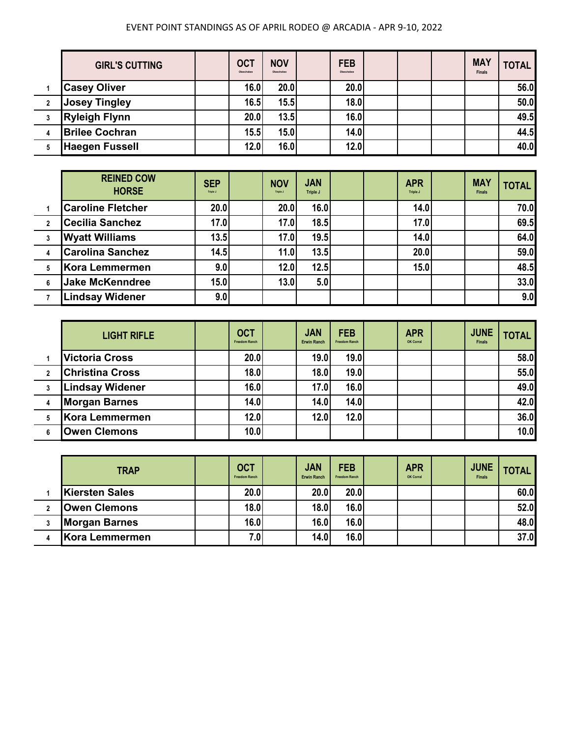EVENT POINT STANDINGS AS OF APRIL RODEO @ ARCADIA - APR 9-10, 2022

| | GIRL'S CUTTING | | OCT Okeechobee | NOV Okeechobee | | FEB Okeechobee | | | | MAY Finals | TOTAL |
|---|---|---|---|---|---|---|---|---|---|---|---|
| 1 | Casey Oliver | | 16.0 | 20.0 | | 20.0 | | | | | 56.0 |
| 2 | Josey Tingley | | 16.5 | 15.5 | | 18.0 | | | | | 50.0 |
| 3 | Ryleigh Flynn | | 20.0 | 13.5 | | 16.0 | | | | | 49.5 |
| 4 | Brilee Cochran | | 15.5 | 15.0 | | 14.0 | | | | | 44.5 |
| 5 | Haegen Fussell | | 12.0 | 16.0 | | 12.0 | | | | | 40.0 |

| | REINED COW HORSE | SEP Triple J | | NOV Triple J | JAN Triple J | | | APR Triple J | | MAY Finals | TOTAL |
|---|---|---|---|---|---|---|---|---|---|---|---|
| 1 | Caroline Fletcher | 20.0 | | 20.0 | 16.0 | | | 14.0 | | | 70.0 |
| 2 | Cecilia Sanchez | 17.0 | | 17.0 | 18.5 | | | 17.0 | | | 69.5 |
| 3 | Wyatt Williams | 13.5 | | 17.0 | 19.5 | | | 14.0 | | | 64.0 |
| 4 | Carolina Sanchez | 14.5 | | 11.0 | 13.5 | | | 20.0 | | | 59.0 |
| 5 | Kora Lemmermen | 9.0 | | 12.0 | 12.5 | | | 15.0 | | | 48.5 |
| 6 | Jake McKenndree | 15.0 | | 13.0 | 5.0 | | | | | | 33.0 |
| 7 | Lindsay Widener | 9.0 | | | | | | | | | 9.0 |

| | LIGHT RIFLE | | OCT Freedom Ranch | | JAN Erwin Ranch | FEB Freedom Ranch | | APR OK Corral | | JUNE Finals | TOTAL |
|---|---|---|---|---|---|---|---|---|---|---|---|
| 1 | Victoria Cross | | 20.0 | | 19.0 | 19.0 | | | | | 58.0 |
| 2 | Christina Cross | | 18.0 | | 18.0 | 19.0 | | | | | 55.0 |
| 3 | Lindsay Widener | | 16.0 | | 17.0 | 16.0 | | | | | 49.0 |
| 4 | Morgan Barnes | | 14.0 | | 14.0 | 14.0 | | | | | 42.0 |
| 5 | Kora Lemmermen | | 12.0 | | 12.0 | 12.0 | | | | | 36.0 |
| 6 | Owen Clemons | | 10.0 | | | | | | | | 10.0 |

| | TRAP | | OCT Freedom Ranch | | JAN Erwin Ranch | FEB Freedom Ranch | | APR OK Corral | | JUNE Finals | TOTAL |
|---|---|---|---|---|---|---|---|---|---|---|---|
| 1 | Kiersten Sales | | 20.0 | | 20.0 | 20.0 | | | | | 60.0 |
| 2 | Owen Clemons | | 18.0 | | 18.0 | 16.0 | | | | | 52.0 |
| 3 | Morgan Barnes | | 16.0 | | 16.0 | 16.0 | | | | | 48.0 |
| 4 | Kora Lemmermen | | 7.0 | | 14.0 | 16.0 | | | | | 37.0 |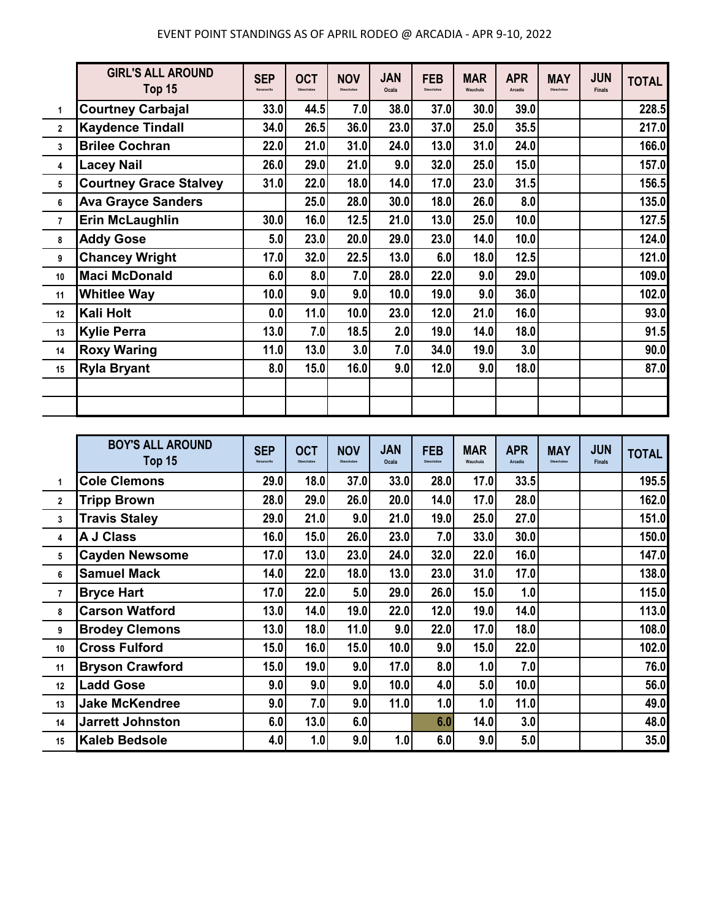EVENT POINT STANDINGS AS OF APRIL RODEO @ ARCADIA - APR 9-10, 2022

| | GIRL'S ALL AROUND Top 15 | SEP Kenansville | OCT Okeechobee | NOV Okeechobee | JAN Ocala | FEB Okeechobee | MAR Wauchula | APR Arcadia | MAY Okeechobee | JUN Finals | TOTAL |
|---|---|---|---|---|---|---|---|---|---|---|---|
| 1 | Courtney Carbajal | 33.0 | 44.5 | 7.0 | 38.0 | 37.0 | 30.0 | 39.0 | | | 228.5 |
| 2 | Kaydence Tindall | 34.0 | 26.5 | 36.0 | 23.0 | 37.0 | 25.0 | 35.5 | | | 217.0 |
| 3 | Brilee Cochran | 22.0 | 21.0 | 31.0 | 24.0 | 13.0 | 31.0 | 24.0 | | | 166.0 |
| 4 | Lacey Nail | 26.0 | 29.0 | 21.0 | 9.0 | 32.0 | 25.0 | 15.0 | | | 157.0 |
| 5 | Courtney Grace Stalvey | 31.0 | 22.0 | 18.0 | 14.0 | 17.0 | 23.0 | 31.5 | | | 156.5 |
| 6 | Ava Grayce Sanders | | 25.0 | 28.0 | 30.0 | 18.0 | 26.0 | 8.0 | | | 135.0 |
| 7 | Erin McLaughlin | 30.0 | 16.0 | 12.5 | 21.0 | 13.0 | 25.0 | 10.0 | | | 127.5 |
| 8 | Addy Gose | 5.0 | 23.0 | 20.0 | 29.0 | 23.0 | 14.0 | 10.0 | | | 124.0 |
| 9 | Chancey Wright | 17.0 | 32.0 | 22.5 | 13.0 | 6.0 | 18.0 | 12.5 | | | 121.0 |
| 10 | Maci McDonald | 6.0 | 8.0 | 7.0 | 28.0 | 22.0 | 9.0 | 29.0 | | | 109.0 |
| 11 | Whitlee Way | 10.0 | 9.0 | 9.0 | 10.0 | 19.0 | 9.0 | 36.0 | | | 102.0 |
| 12 | Kali Holt | 0.0 | 11.0 | 10.0 | 23.0 | 12.0 | 21.0 | 16.0 | | | 93.0 |
| 13 | Kylie Perra | 13.0 | 7.0 | 18.5 | 2.0 | 19.0 | 14.0 | 18.0 | | | 91.5 |
| 14 | Roxy Waring | 11.0 | 13.0 | 3.0 | 7.0 | 34.0 | 19.0 | 3.0 | | | 90.0 |
| 15 | Ryla Bryant | 8.0 | 15.0 | 16.0 | 9.0 | 12.0 | 9.0 | 18.0 | | | 87.0 |

| | BOY'S ALL AROUND Top 15 | SEP Kenansville | OCT Okeechobee | NOV Okeechobee | JAN Ocala | FEB Okeechobee | MAR Wauchula | APR Arcadia | MAY Okeechobee | JUN Finals | TOTAL |
|---|---|---|---|---|---|---|---|---|---|---|---|
| 1 | Cole Clemons | 29.0 | 18.0 | 37.0 | 33.0 | 28.0 | 17.0 | 33.5 | | | 195.5 |
| 2 | Tripp Brown | 28.0 | 29.0 | 26.0 | 20.0 | 14.0 | 17.0 | 28.0 | | | 162.0 |
| 3 | Travis Staley | 29.0 | 21.0 | 9.0 | 21.0 | 19.0 | 25.0 | 27.0 | | | 151.0 |
| 4 | A J Class | 16.0 | 15.0 | 26.0 | 23.0 | 7.0 | 33.0 | 30.0 | | | 150.0 |
| 5 | Cayden Newsome | 17.0 | 13.0 | 23.0 | 24.0 | 32.0 | 22.0 | 16.0 | | | 147.0 |
| 6 | Samuel Mack | 14.0 | 22.0 | 18.0 | 13.0 | 23.0 | 31.0 | 17.0 | | | 138.0 |
| 7 | Bryce Hart | 17.0 | 22.0 | 5.0 | 29.0 | 26.0 | 15.0 | 1.0 | | | 115.0 |
| 8 | Carson Watford | 13.0 | 14.0 | 19.0 | 22.0 | 12.0 | 19.0 | 14.0 | | | 113.0 |
| 9 | Brodey Clemons | 13.0 | 18.0 | 11.0 | 9.0 | 22.0 | 17.0 | 18.0 | | | 108.0 |
| 10 | Cross Fulford | 15.0 | 16.0 | 15.0 | 10.0 | 9.0 | 15.0 | 22.0 | | | 102.0 |
| 11 | Bryson Crawford | 15.0 | 19.0 | 9.0 | 17.0 | 8.0 | 1.0 | 7.0 | | | 76.0 |
| 12 | Ladd Gose | 9.0 | 9.0 | 9.0 | 10.0 | 4.0 | 5.0 | 10.0 | | | 56.0 |
| 13 | Jake McKendree | 9.0 | 7.0 | 9.0 | 11.0 | 1.0 | 1.0 | 11.0 | | | 49.0 |
| 14 | Jarrett Johnston | 6.0 | 13.0 | 6.0 | | 6.0 | 14.0 | 3.0 | | | 48.0 |
| 15 | Kaleb Bedsole | 4.0 | 1.0 | 9.0 | 1.0 | 6.0 | 9.0 | 5.0 | | | 35.0 |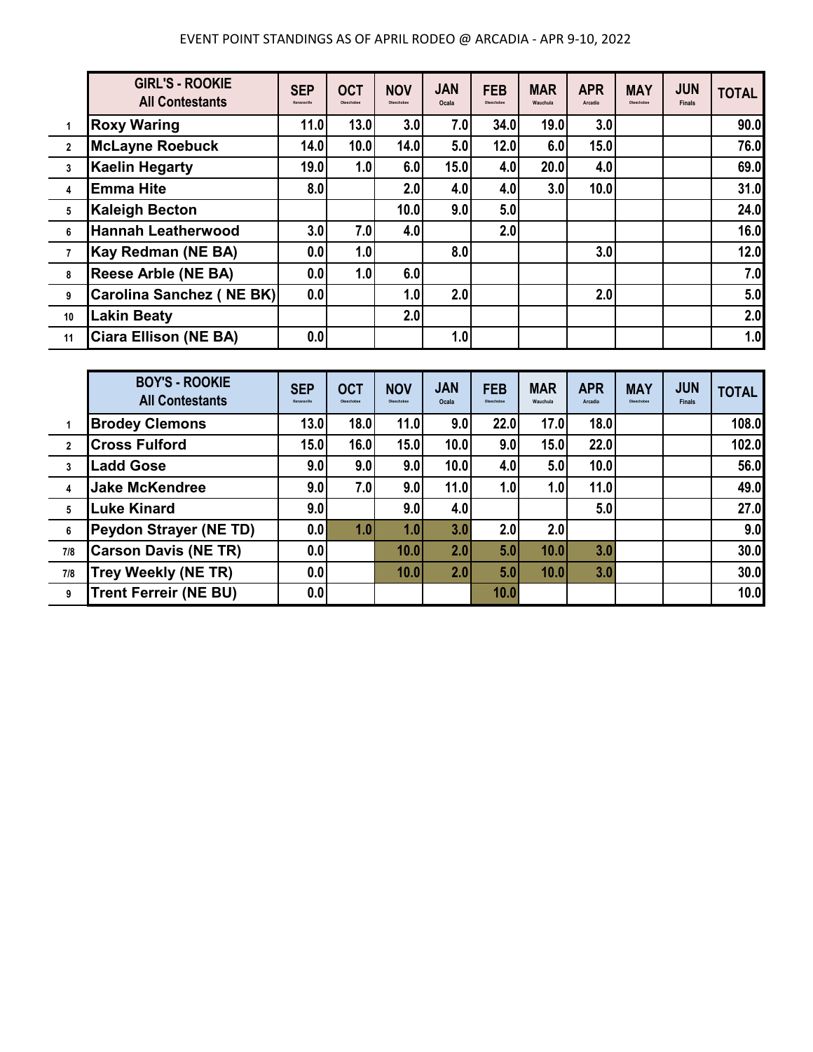EVENT POINT STANDINGS AS OF APRIL RODEO @ ARCADIA - APR 9-10, 2022

| | GIRL'S - ROOKIE All Contestants | SEP Kenansville | OCT Okeechobee | NOV Okeechobee | JAN Ocala | FEB Okeechobee | MAR Wauchula | APR Arcadia | MAY Okeechobee | JUN Finals | TOTAL |
|---|---|---|---|---|---|---|---|---|---|---|---|
| 1 | Roxy Waring | 11.0 | 13.0 | 3.0 | 7.0 | 34.0 | 19.0 | 3.0 | | | 90.0 |
| 2 | McLayne Roebuck | 14.0 | 10.0 | 14.0 | 5.0 | 12.0 | 6.0 | 15.0 | | | 76.0 |
| 3 | Kaelin Hegarty | 19.0 | 1.0 | 6.0 | 15.0 | 4.0 | 20.0 | 4.0 | | | 69.0 |
| 4 | Emma Hite | 8.0 | | 2.0 | 4.0 | 4.0 | 3.0 | 10.0 | | | 31.0 |
| 5 | Kaleigh Becton | | | 10.0 | 9.0 | 5.0 | | | | | 24.0 |
| 6 | Hannah Leatherwood | 3.0 | 7.0 | 4.0 | | 2.0 | | | | | 16.0 |
| 7 | Kay Redman (NE BA) | 0.0 | 1.0 | | 8.0 | | | 3.0 | | | 12.0 |
| 8 | Reese Arble (NE BA) | 0.0 | 1.0 | 6.0 | | | | | | | 7.0 |
| 9 | Carolina Sanchez ( NE BK) | 0.0 | | 1.0 | 2.0 | | | 2.0 | | | 5.0 |
| 10 | Lakin Beaty | | | 2.0 | | | | | | | 2.0 |
| 11 | Ciara Ellison (NE BA) | 0.0 | | | 1.0 | | | | | | 1.0 |

| | BOY'S - ROOKIE All Contestants | SEP Kenansville | OCT Okeechobee | NOV Okeechobee | JAN Ocala | FEB Okeechobee | MAR Wauchula | APR Arcadia | MAY Okeechobee | JUN Finals | TOTAL |
|---|---|---|---|---|---|---|---|---|---|---|---|
| 1 | Brodey Clemons | 13.0 | 18.0 | 11.0 | 9.0 | 22.0 | 17.0 | 18.0 | | | 108.0 |
| 2 | Cross Fulford | 15.0 | 16.0 | 15.0 | 10.0 | 9.0 | 15.0 | 22.0 | | | 102.0 |
| 3 | Ladd Gose | 9.0 | 9.0 | 9.0 | 10.0 | 4.0 | 5.0 | 10.0 | | | 56.0 |
| 4 | Jake McKendree | 9.0 | 7.0 | 9.0 | 11.0 | 1.0 | 1.0 | 11.0 | | | 49.0 |
| 5 | Luke Kinard | 9.0 | | 9.0 | 4.0 | | | 5.0 | | | 27.0 |
| 6 | Peydon Strayer (NE TD) | 0.0 | 1.0 | 1.0 | 3.0 | 2.0 | 2.0 | | | | 9.0 |
| 7/8 | Carson Davis (NE TR) | 0.0 | | 10.0 | 2.0 | 5.0 | 10.0 | 3.0 | | | 30.0 |
| 7/8 | Trey Weekly (NE TR) | 0.0 | | 10.0 | 2.0 | 5.0 | 10.0 | 3.0 | | | 30.0 |
| 9 | Trent Ferreir (NE BU) | 0.0 | | | | 10.0 | | | | | 10.0 |